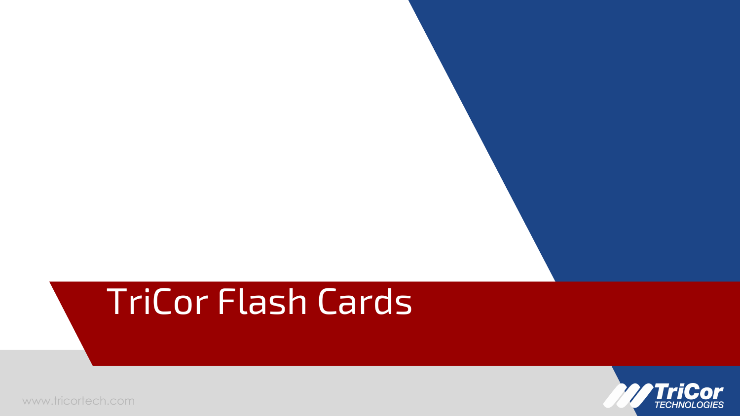# TriCor Flash Cards

www.tricortech.com

TriCor TECHNOLOGIES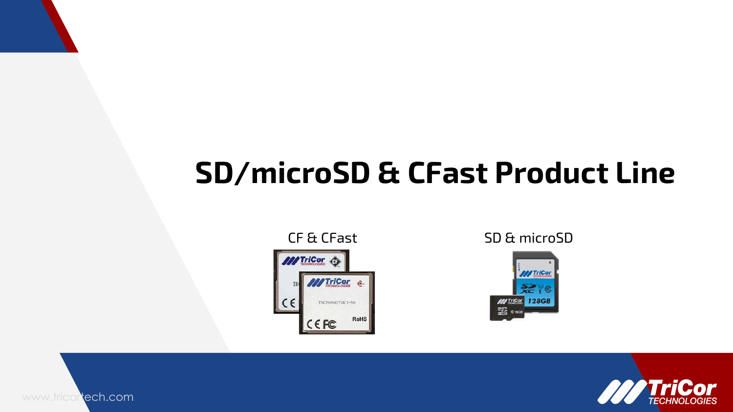# SD/microSD & CFast Product Line

CF & CFast

SD & microSD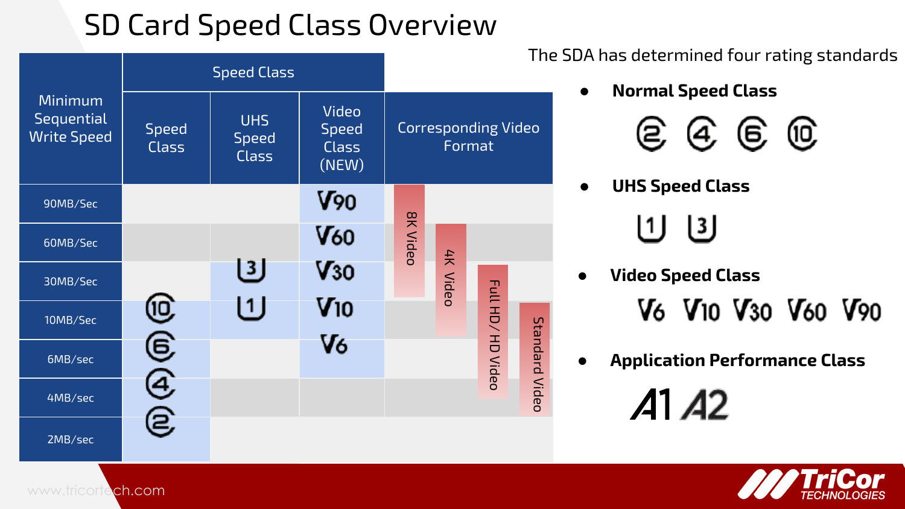# SD Card Speed Class Overview

| Minimum Sequential Write Speed | Speed Class | | | |
|---|---|---|---|---|
| | Speed Class | UHS Speed Class | Video Speed Class (NEW) | Corresponding Video Format |
| 90MB/Sec | | | V90 | 8K Video |
| 60MB/Sec | | | V60 | 8K Video, 4K Video |
| 30MB/Sec | | U3 | V30 | 8K Video, 4K Video, Full HD/ HD Video |
| 10MB/Sec | Class 10 | U1 | V10 | 4K Video, Full HD/ HD Video, Standard Video |
| 6MB/sec | Class 6 | | V6 | Full HD/ HD Video, Standard Video |
| 4MB/sec | Class 4 | | | Full HD/ HD Video, Standard Video |
| 2MB/sec | Class 2 | | | |

The SDA has determined four rating standards

- **Normal Speed Class**
  - 2 4 6 10
- **UHS Speed Class**
  - U1 U3
- **Video Speed Class**
  - V6 V10 V30 V60 V90
- **Application Performance Class**
  - A1 A2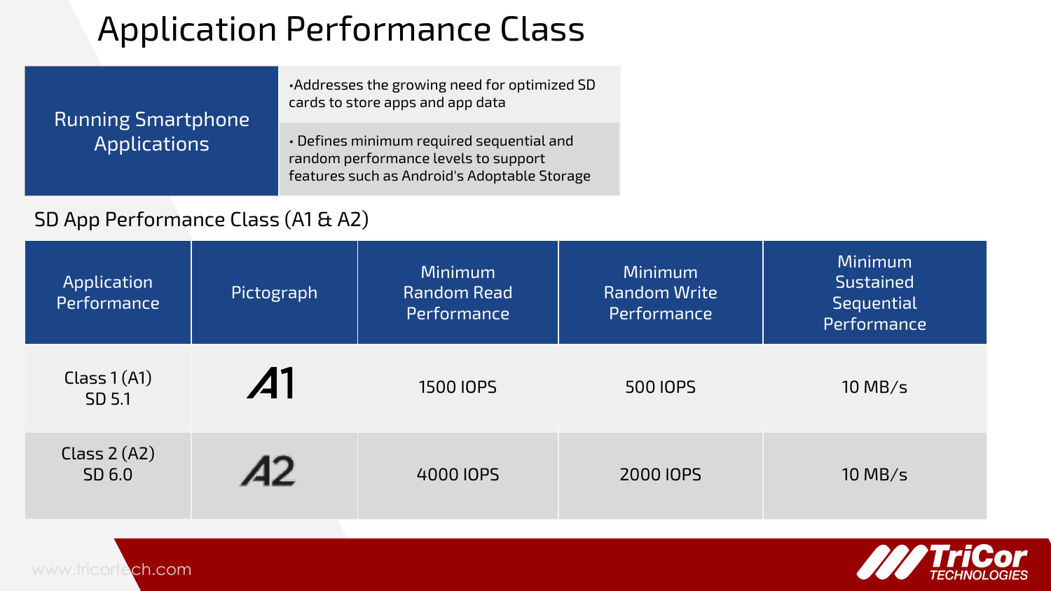# Application Performance Class

| Running Smartphone Applications | •Addresses the growing need for optimized SD cards to store apps and app data<br>• Defines minimum required sequential and random performance levels to support features such as Android's Adoptable Storage |
|---|---|

## SD App Performance Class (A1 & A2)

| Application Performance | Pictograph | Minimum Random Read Performance | Minimum Random Write Performance | Minimum Sustained Sequential Performance |
|---|---|---|---|---|
| Class 1 (A1)<br>SD 5.1 | A1 | 1500 IOPS | 500 IOPS | 10 MB/s |
| Class 2 (A2)<br>SD 6.0 | A2 | 4000 IOPS | 2000 IOPS | 10 MB/s |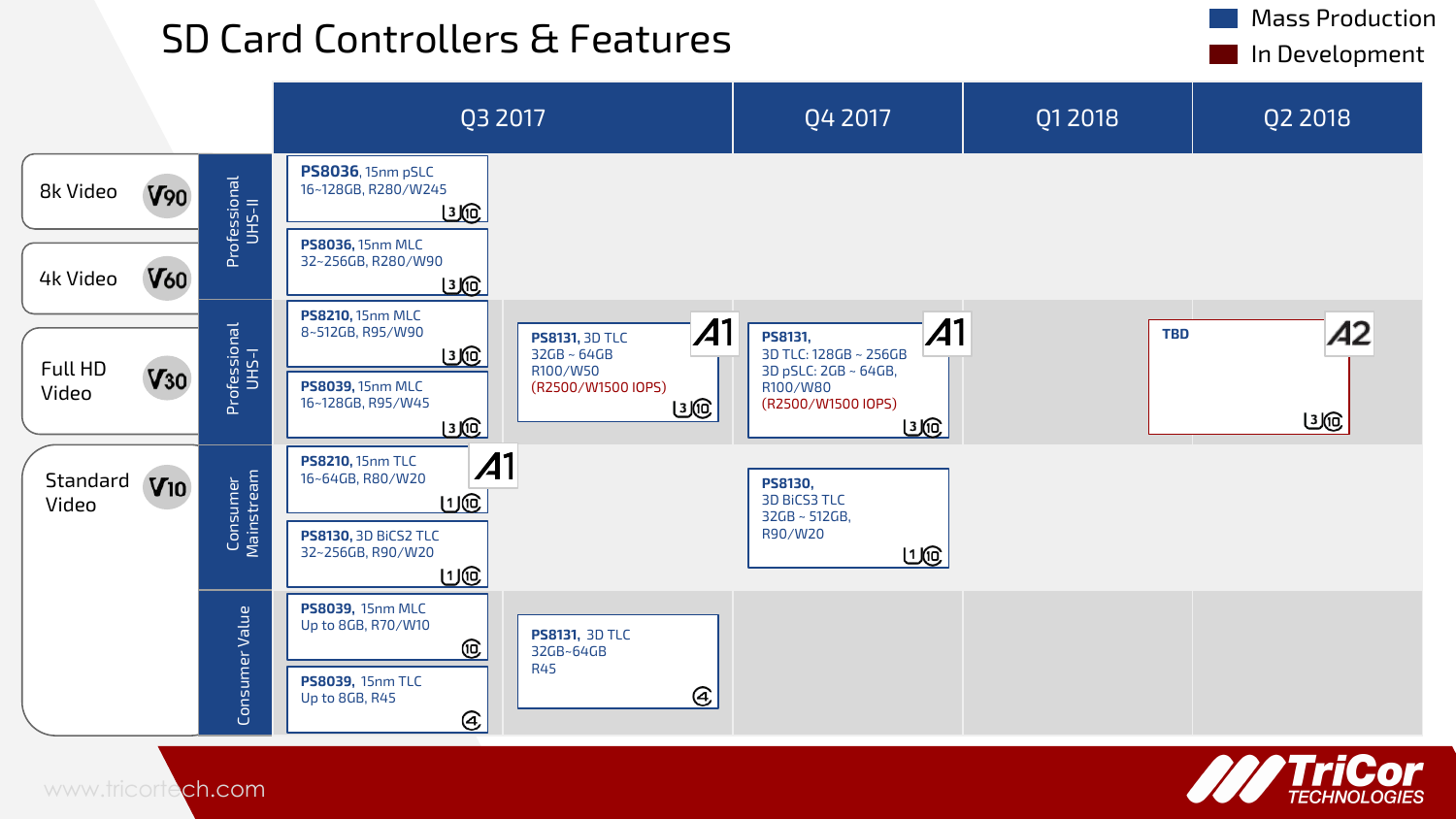# SD Card Controllers & Features

Legend: Mass Production | In Development

| Video Class | Segment | Q3 2017 | | Q4 2017 | Q1 2018 | Q2 2018 |
|---|---|---|---|---|---|---|
| 8k Video V90 / 4k Video V60 | Professional UHS-II | **PS8036**, 15nm pSLC<br>16~128GB, R280/W245<br>U3 C10<br><br>**PS8036,** 15nm MLC<br>32~256GB, R280/W90<br>U3 C10 | | | | |
| Full HD Video V30 | Professional UHS-I | **PS8210,** 15nm MLC<br>8~512GB, R95/W90<br>U3 C10<br><br>**PS8039,** 15nm MLC<br>16~128GB, R95/W45<br>U3 C10 | **PS8131,** 3D TLC<br>32GB ~ 64GB<br>R100/W50<br>(R2500/W1500 IOPS)<br>A1 U3 C10 | **PS8131,**<br>3D TLC: 128GB ~ 256GB<br>3D pSLC: 2GB ~ 64GB,<br>R100/W80<br>(R2500/W1500 IOPS)<br>A1 U3 C10 | | **TBD**<br>A2 U3 C10 |
| Standard Video V10 | Consumer Mainstream | **PS8210,** 15nm TLC<br>16~64GB, R80/W20<br>A1 U1 C10<br><br>**PS8130,** 3D BiCS2 TLC<br>32~256GB, R90/W20<br>U1 C10 | | **PS8130,**<br>3D BiCS3 TLC<br>32GB ~ 512GB,<br>R90/W20<br>U1 C10 | | |
| | Consumer Value | **PS8039,** 15nm MLC<br>Up to 8GB, R70/W10<br>C10<br><br>**PS8039,** 15nm TLC<br>Up to 8GB, R45<br>C4 | **PS8131,** 3D TLC<br>32GB~64GB<br>R45<br>C4 | | | |

www.tricortech.com

TriCor TECHNOLOGIES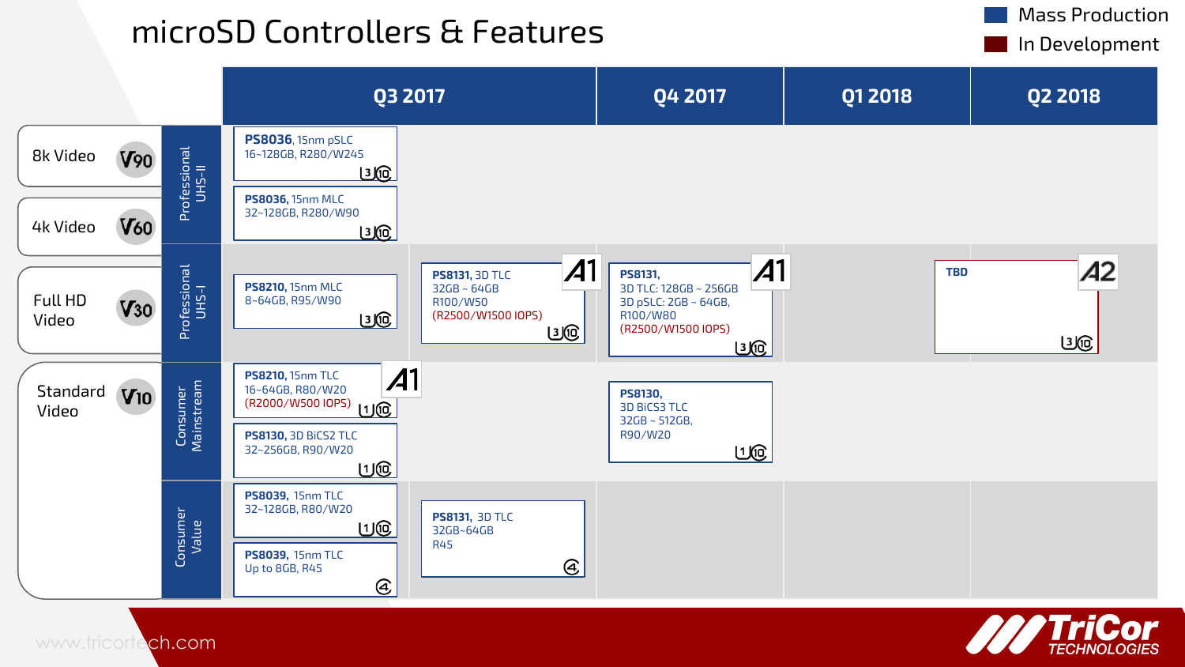# microSD Controllers & Features

Mass Production | In Development

| Video Class | Segment | Q3 2017 | | Q4 2017 | Q1 2018 | Q2 2018 |
|---|---|---|---|---|---|---|
| 8k Video V90 / 4k Video V60 | Professional UHS-II | **PS8036**, 15nm pSLC 16~128GB, R280/W245 (U3, C10)<br>**PS8036,** 15nm MLC 32~128GB, R280/W90 (U3, C10) | | | | |
| Full HD Video V30 | Professional UHS-I | **PS8210,** 15nm MLC 8~64GB, R95/W90 (U3, C10) | **PS8131,** 3D TLC 32GB ~ 64GB R100/W50 (R2500/W1500 IOPS) (A1, U3, C10) | **PS8131,** 3D TLC: 128GB ~ 256GB 3D pSLC: 2GB ~ 64GB, R100/W80 (R2500/W1500 IOPS) (A1, U3, C10) | | TBD (A2, U3, C10) |
| Standard Video V10 | Consumer Mainstream | **PS8210,** 15nm TLC 16~64GB, R80/W20 (R2000/W500 IOPS) (A1, U1, C10)<br>**PS8130,** 3D BiCS2 TLC 32~256GB, R90/W20 (U1, C10) | | **PS8130,** 3D BiCS3 TLC 32GB ~ 512GB, R90/W20 (U1, C10) | | |
| | Consumer Value | **PS8039,** 15nm TLC 32~128GB, R80/W20 (U1, C10)<br>**PS8039,** 15nm TLC Up to 8GB, R45 (C4) | **PS8131,** 3D TLC 32GB~64GB R45 (C4) | | | |

www.tricortech.com

TriCor TECHNOLOGIES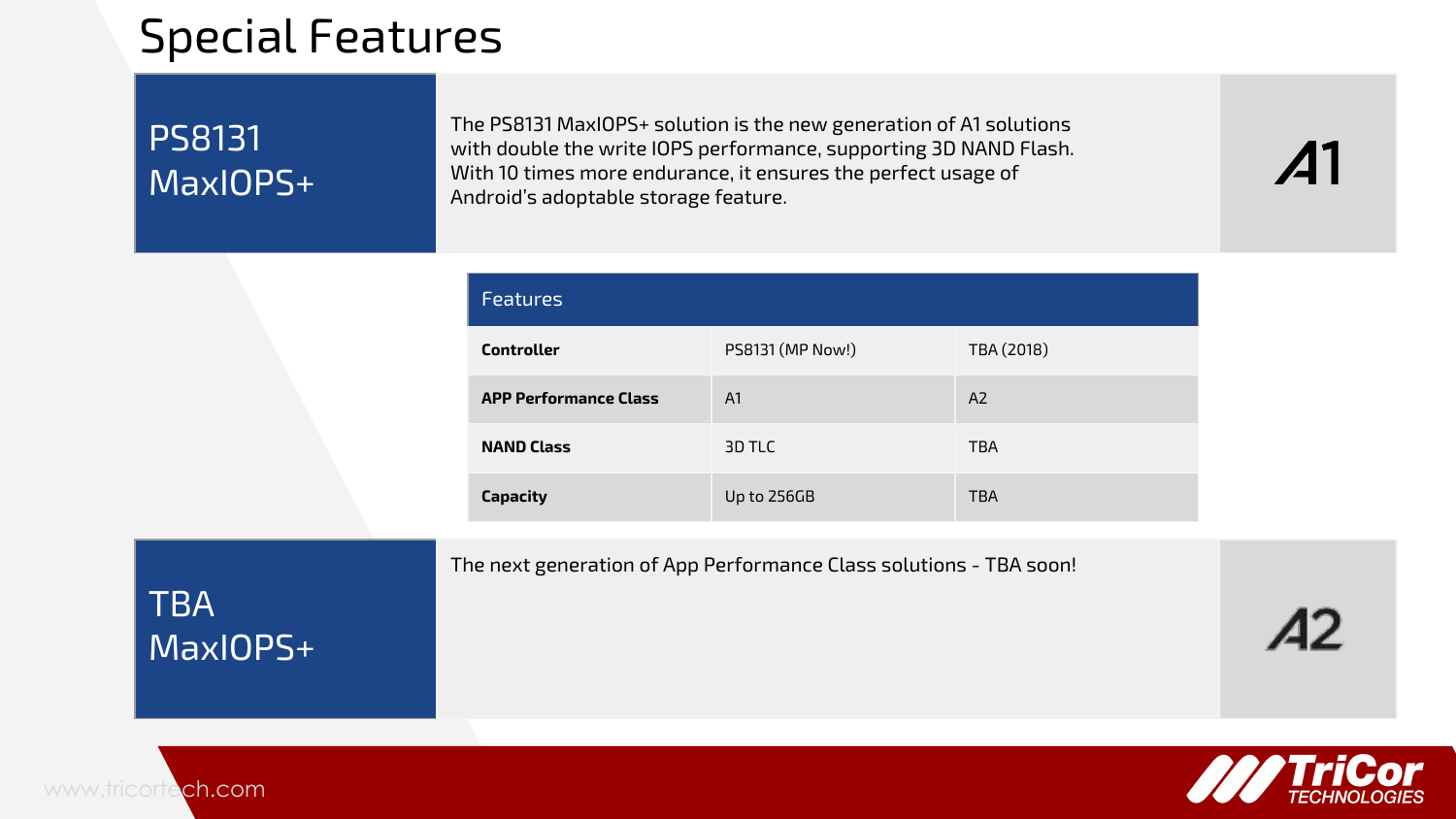# Special Features

## PS8131 MaxIOPS+

The PS8131 MaxIOPS+ solution is the new generation of A1 solutions with double the write IOPS performance, supporting 3D NAND Flash. With 10 times more endurance, it ensures the perfect usage of Android's adoptable storage feature.

A1

| Features | | |
|---|---|---|
| **Controller** | PS8131 (MP Now!) | TBA (2018) |
| **APP Performance Class** | A1 | A2 |
| **NAND Class** | 3D TLC | TBA |
| **Capacity** | Up to 256GB | TBA |

## TBA MaxIOPS+

The next generation of App Performance Class solutions - TBA soon!

A2

www.tricortech.com

TriCor TECHNOLOGIES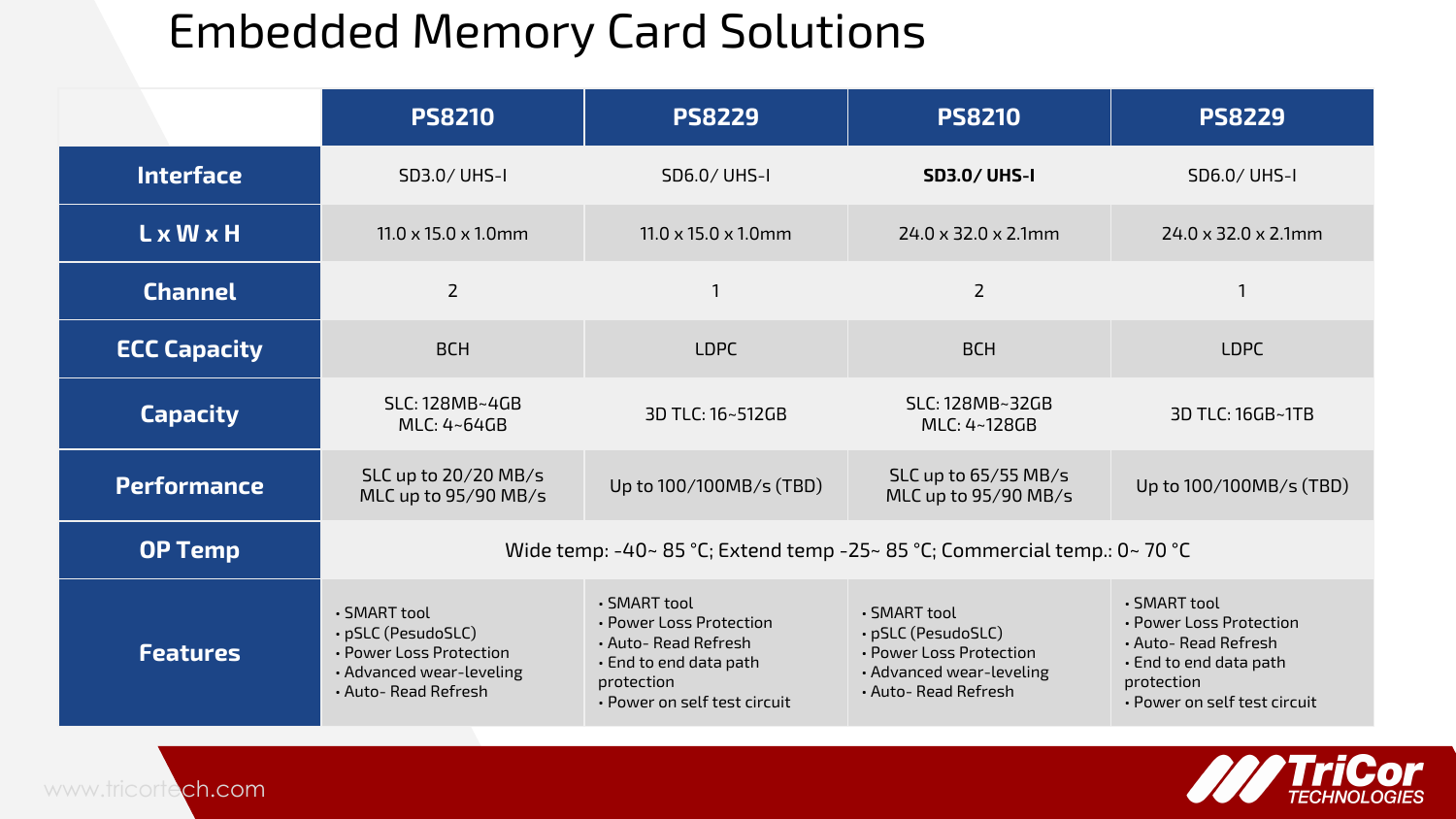# Embedded Memory Card Solutions

| | PS8210 | PS8229 | PS8210 | PS8229 |
|---|---|---|---|---|
| **Interface** | SD3.0/ UHS-I | SD6.0/ UHS-I | **SD3.0/ UHS-I** | SD6.0/ UHS-I |
| **L x W x H** | 11.0 x 15.0 x 1.0mm | 11.0 x 15.0 x 1.0mm | 24.0 x 32.0 x 2.1mm | 24.0 x 32.0 x 2.1mm |
| **Channel** | 2 | 1 | 2 | 1 |
| **ECC Capacity** | BCH | LDPC | BCH | LDPC |
| **Capacity** | SLC: 128MB~4GB<br>MLC: 4~64GB | 3D TLC: 16~512GB | SLC: 128MB~32GB<br>MLC: 4~128GB | 3D TLC: 16GB~1TB |
| **Performance** | SLC up to 20/20 MB/s<br>MLC up to 95/90 MB/s | Up to 100/100MB/s (TBD) | SLC up to 65/55 MB/s<br>MLC up to 95/90 MB/s | Up to 100/100MB/s (TBD) |
| **OP Temp** | Wide temp: -40~ 85 °C; Extend temp -25~ 85 °C; Commercial temp.: 0~ 70 °C | | | |
| **Features** | • SMART tool<br>• pSLC (PesudoSLC)<br>• Power Loss Protection<br>• Advanced wear-leveling<br>• Auto- Read Refresh | • SMART tool<br>• Power Loss Protection<br>• Auto- Read Refresh<br>• End to end data path protection<br>• Power on self test circuit | • SMART tool<br>• pSLC (PesudoSLC)<br>• Power Loss Protection<br>• Advanced wear-leveling<br>• Auto- Read Refresh | • SMART tool<br>• Power Loss Protection<br>• Auto- Read Refresh<br>• End to end data path protection<br>• Power on self test circuit |

www.tricortech.com

TriCor TECHNOLOGIES